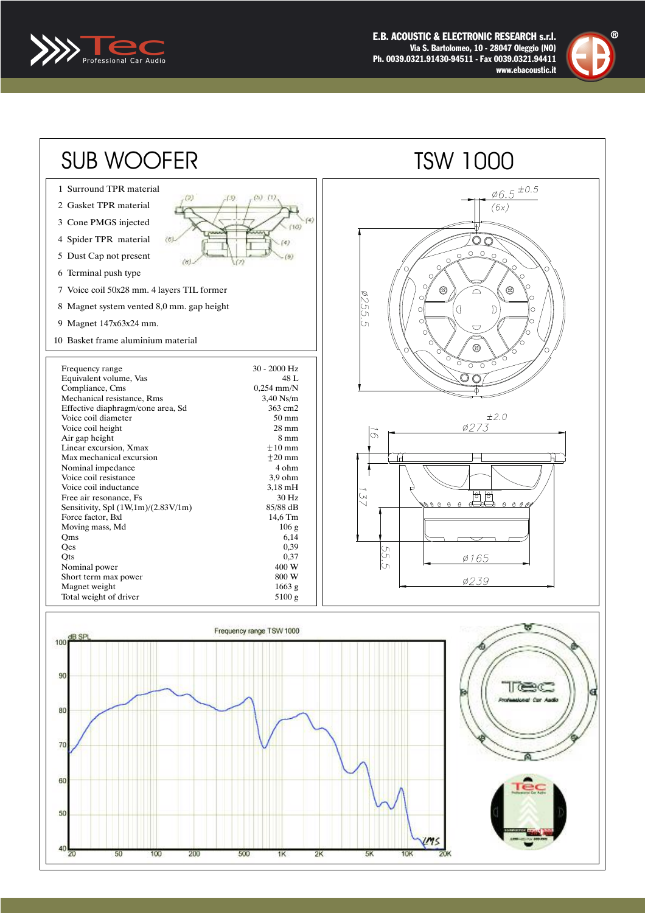Tec Professional Car Audio

**E.B. ACOUSTIC & ELECTRONIC RESEARCH s.r.l.**
Via S. Bartolomeo, 10 - 28047 Oleggio (NO)
Ph. 0039.0321.91430-94511 - Fax 0039.0321.94411
www.ebacoustic.it

# SUB WOOFER

# TSW 1000

1. Surround TPR material
2. Gasket TPR material
3. Cone PMGS injected
4. Spider TPR material
5. Dust Cap not present
6. Terminal push type
7. Voice coil 50x28 mm. 4 layers TIL former
8. Magnet system vented 8,0 mm. gap height
9. Magnet 147x63x24 mm.
10. Basket frame aluminium material

| Parameter | Value |
|---|---|
| Frequency range | 30 - 2000 Hz |
| Equivalent volume, Vas | 48 L |
| Compliance, Cms | 0,254 mm/N |
| Mechanical resistance, Rms | 3,40 Ns/m |
| Effective diaphragm/cone area, Sd | 363 cm2 |
| Voice coil diameter | 50 mm |
| Voice coil height | 28 mm |
| Air gap height | 8 mm |
| Linear excursion, Xmax | ±10 mm |
| Max mechanical excursion | ±20 mm |
| Nominal impedance | 4 ohm |
| Voice coil resistance | 3,9 ohm |
| Voice coil inductance | 3,18 mH |
| Free air resonance, Fs | 30 Hz |
| Sensitivity, Spl (1W,1m)/(2.83V/1m) | 85/88 dB |
| Force factor, Bxl | 14,6 Tm |
| Moving mass, Md | 106 g |
| Qms | 6,14 |
| Qes | 0,39 |
| Qts | 0,37 |
| Nominal power | 400 W |
| Short term max power | 800 W |
| Magnet weight | 1663 g |
| Total weight of driver | 5100 g |

Dimensions: Ø6.5 ±0.5 (6x); Ø255.5; Ø273 ±2.0; 16; 137; 55.5; Ø165; Ø239

Frequency range TSW 1000

dB SPL (40–100) vs. frequency (20 Hz – 20K Hz)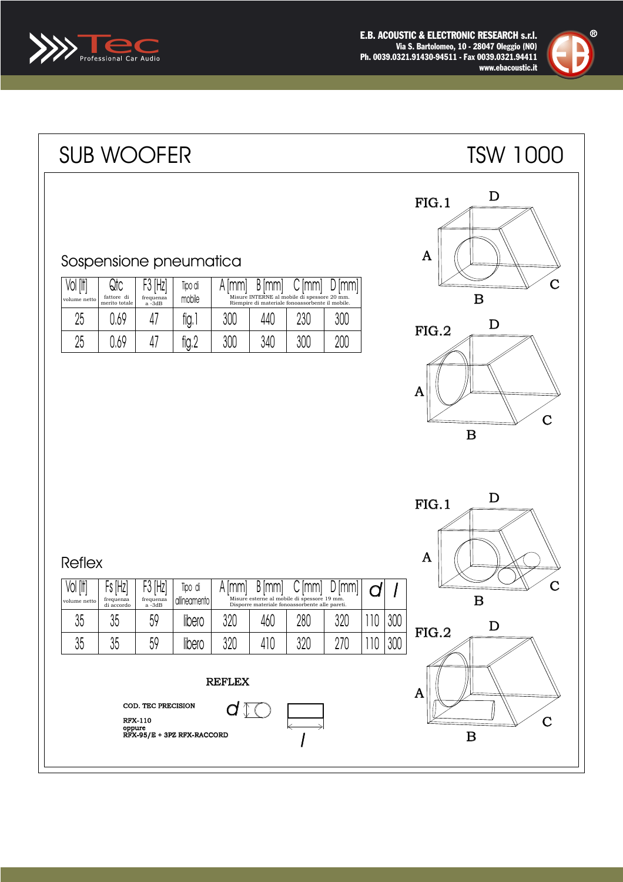# SUB WOOFER

# TSW 1000

## Sospensione pneumatica

| Vol [lt] volume netto | Qtc fattore di merito totale | F3 [Hz] frequenza a -3dB | Tipo di mobile | A [mm] | B [mm] | C [mm] | D [mm] |
|---|---|---|---|---|---|---|---|
| | | | | Misure INTERNE al mobile di spessore 20 mm. Riempire di materiale fonoassorbente il mobile. | | | |
| 25 | 0.69 | 47 | fig.1 | 300 | 440 | 230 | 300 |
| 25 | 0.69 | 47 | fig.2 | 300 | 340 | 300 | 200 |

FIG.1

FIG.2

## Reflex

| Vol [lt] volume netto | Fs [Hz] frequenza di accordo | F3 [Hz] frequenza a -3dB | Tipo di allineamento | A [mm] | B [mm] | C [mm] | D [mm] | d | l |
|---|---|---|---|---|---|---|---|---|---|
| | | | | Misure esterne al mobile di spessore 19 mm. Disporre materiale fonoassorbente alle pareti. | | | | | |
| 35 | 35 | 59 | libero | 320 | 460 | 280 | 320 | 110 | 300 |
| 35 | 35 | 59 | libero | 320 | 410 | 320 | 270 | 110 | 300 |

FIG.1

FIG.2

REFLEX

COD. TEC PRECISION

RFX-110
oppure
RFX-95/E + 3PZ RFX-RACCORD